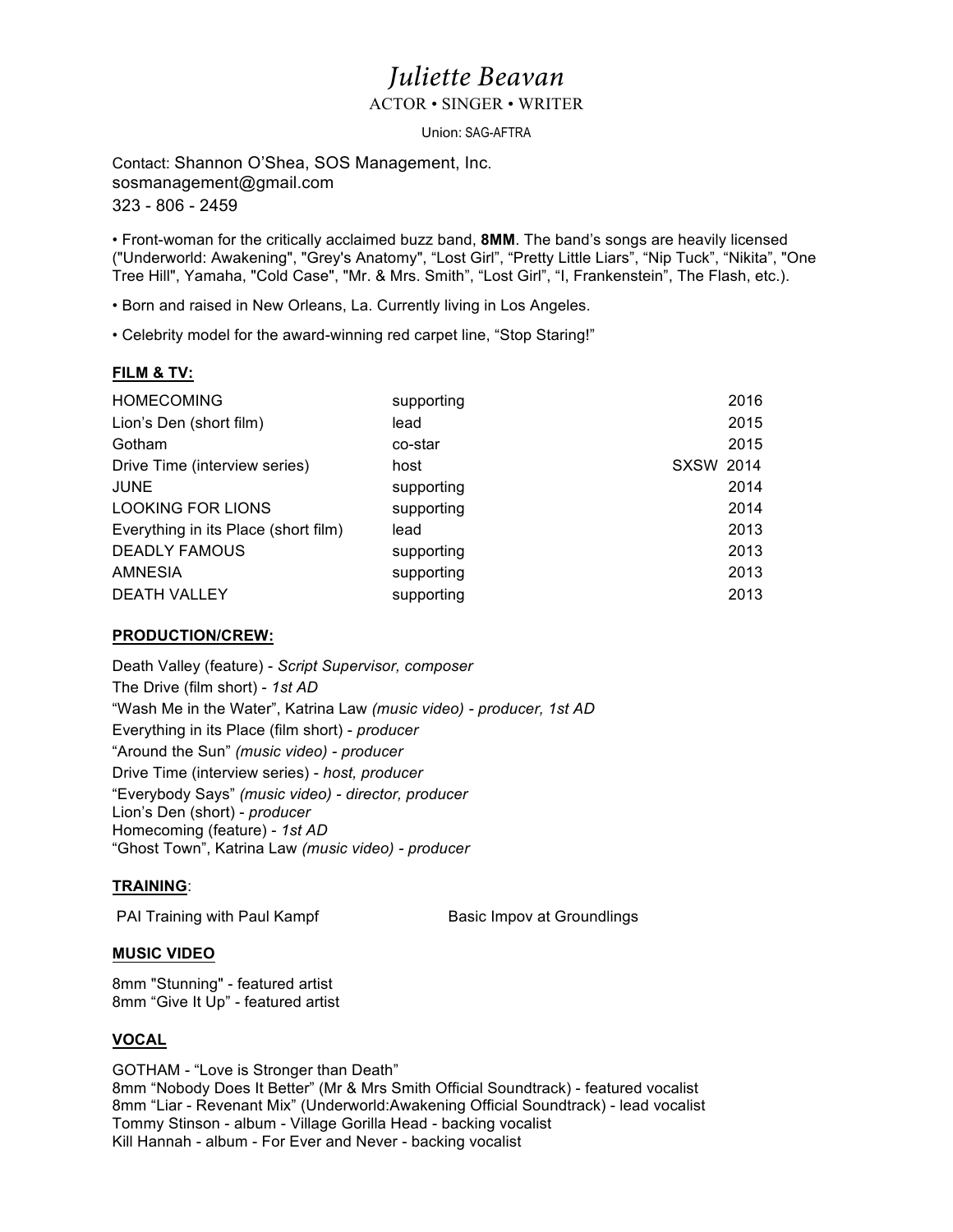# *Juliette Beavan*

ACTOR • SINGER • WRITER

Union: SAG-AFTRA

Contact: Shannon O'Shea, SOS Management, Inc.
sosmanagement@gmail.com
323 - 806 - 2459

• Front-woman for the critically acclaimed buzz band, **8MM**. The band's songs are heavily licensed ("Underworld: Awakening", "Grey's Anatomy", "Lost Girl", "Pretty Little Liars", "Nip Tuck", "Nikita", "One Tree Hill", Yamaha, "Cold Case", "Mr. & Mrs. Smith", "Lost Girl", "I, Frankenstein", The Flash, etc.).

• Born and raised in New Orleans, La. Currently living in Los Angeles.

• Celebrity model for the award-winning red carpet line, "Stop Staring!"

## FILM & TV:

| | | |
|---|---|---|
| HOMECOMING | supporting | 2016 |
| Lion's Den (short film) | lead | 2015 |
| Gotham | co-star | 2015 |
| Drive Time (interview series) | host | SXSW 2014 |
| JUNE | supporting | 2014 |
| LOOKING FOR LIONS | supporting | 2014 |
| Everything in its Place (short film) | lead | 2013 |
| DEADLY FAMOUS | supporting | 2013 |
| AMNESIA | supporting | 2013 |
| DEATH VALLEY | supporting | 2013 |

## PRODUCTION/CREW:

Death Valley (feature) - *Script Supervisor, composer*
The Drive (film short) - *1st AD*
"Wash Me in the Water", Katrina Law *(music video) - producer, 1st AD*
Everything in its Place (film short) - *producer*
"Around the Sun" *(music video) - producer*
Drive Time (interview series) - *host, producer*
"Everybody Says" *(music video) - director, producer*
Lion's Den (short) - *producer*
Homecoming (feature) - *1st AD*
"Ghost Town", Katrina Law *(music video) - producer*

## TRAINING:

PAI Training with Paul Kampf

Basic Impov at Groundlings

## MUSIC VIDEO

8mm "Stunning" - featured artist
8mm "Give It Up" - featured artist

## VOCAL

GOTHAM - "Love is Stronger than Death"
8mm "Nobody Does It Better" (Mr & Mrs Smith Official Soundtrack) - featured vocalist
8mm "Liar - Revenant Mix" (Underworld:Awakening Official Soundtrack) - lead vocalist
Tommy Stinson - album - Village Gorilla Head - backing vocalist
Kill Hannah - album - For Ever and Never - backing vocalist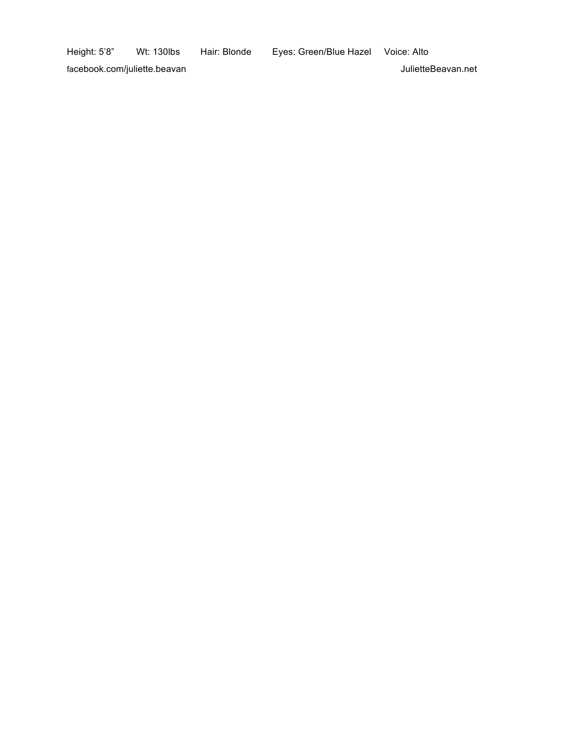Height: 5’8” Wt: 130lbs Hair: Blonde Eyes: Green/Blue Hazel Voice: Alto

facebook.com/juliette.beavan JulietteBeavan.net